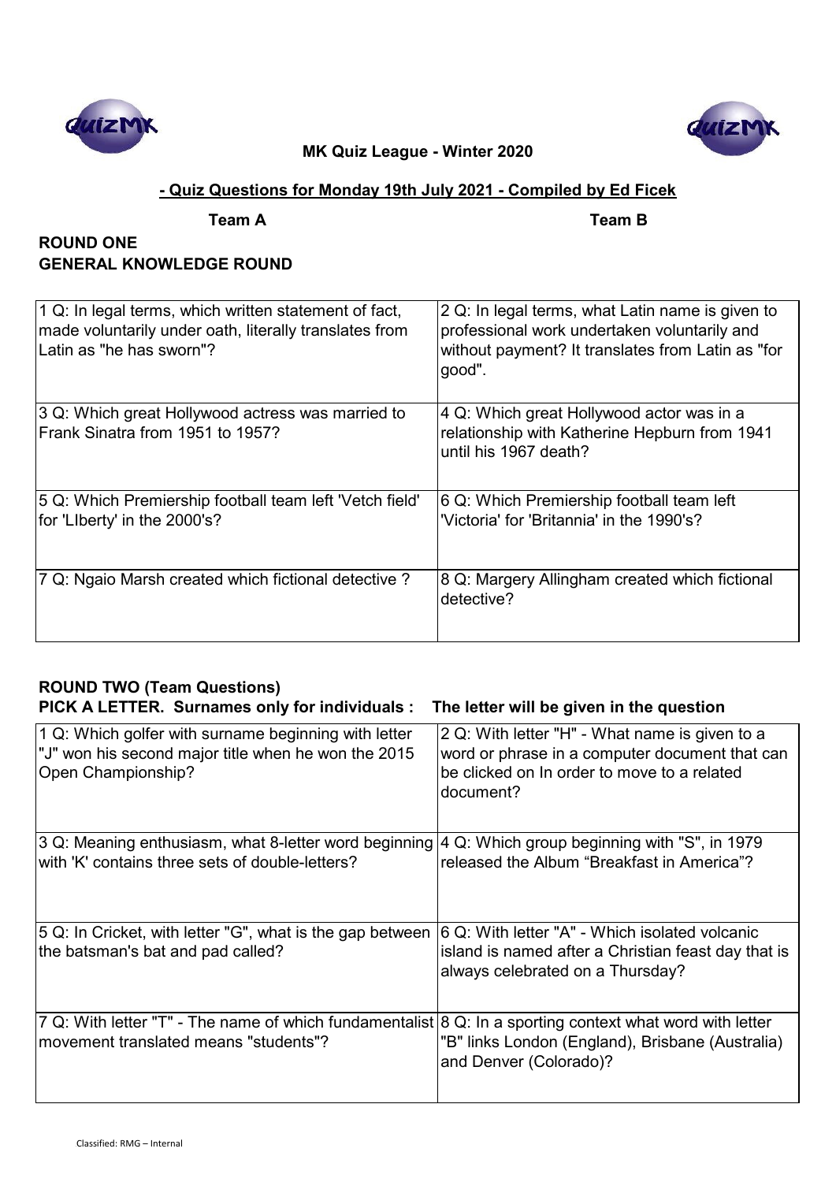**MK Quiz League - Winter 2020**

**- Quiz Questions for Monday 19th July 2021 - Compiled by Ed Ficek**

**Team A** **Team B**

## ROUND ONE
## GENERAL KNOWLEDGE ROUND

| Team A | Team B |
|---|---|
| 1 Q: In legal terms, which written statement of fact, made voluntarily under oath, literally translates from Latin as "he has sworn"? | 2 Q: In legal terms, what Latin name is given to professional work undertaken voluntarily and without payment? It translates from Latin as "for good". |
| 3 Q: Which great Hollywood actress was married to Frank Sinatra from 1951 to 1957? | 4 Q: Which great Hollywood actor was in a relationship with Katherine Hepburn from 1941 until his 1967 death? |
| 5 Q: Which Premiership football team left 'Vetch field' for 'LIberty' in the 2000's? | 6 Q: Which Premiership football team left 'Victoria' for 'Britannia' in the 1990's? |
| 7 Q: Ngaio Marsh created which fictional detective ? | 8 Q: Margery Allingham created which fictional detective? |

## ROUND TWO (Team Questions)
**PICK A LETTER. Surnames only for individuals : The letter will be given in the question**

| Team A | Team B |
|---|---|
| 1 Q: Which golfer with surname beginning with letter "J" won his second major title when he won the 2015 Open Championship? | 2 Q: With letter "H" - What name is given to a word or phrase in a computer document that can be clicked on In order to move to a related document? |
| 3 Q: Meaning enthusiasm, what 8-letter word beginning with 'K' contains three sets of double-letters? | 4 Q: Which group beginning with "S", in 1979 released the Album "Breakfast in America"? |
| 5 Q: In Cricket, with letter "G", what is the gap between the batsman's bat and pad called? | 6 Q: With letter "A" - Which isolated volcanic island is named after a Christian feast day that is always celebrated on a Thursday? |
| 7 Q: With letter "T" - The name of which fundamentalist movement translated means "students"? | 8 Q: In a sporting context what word with letter "B" links London (England), Brisbane (Australia) and Denver (Colorado)? |

Classified: RMG – Internal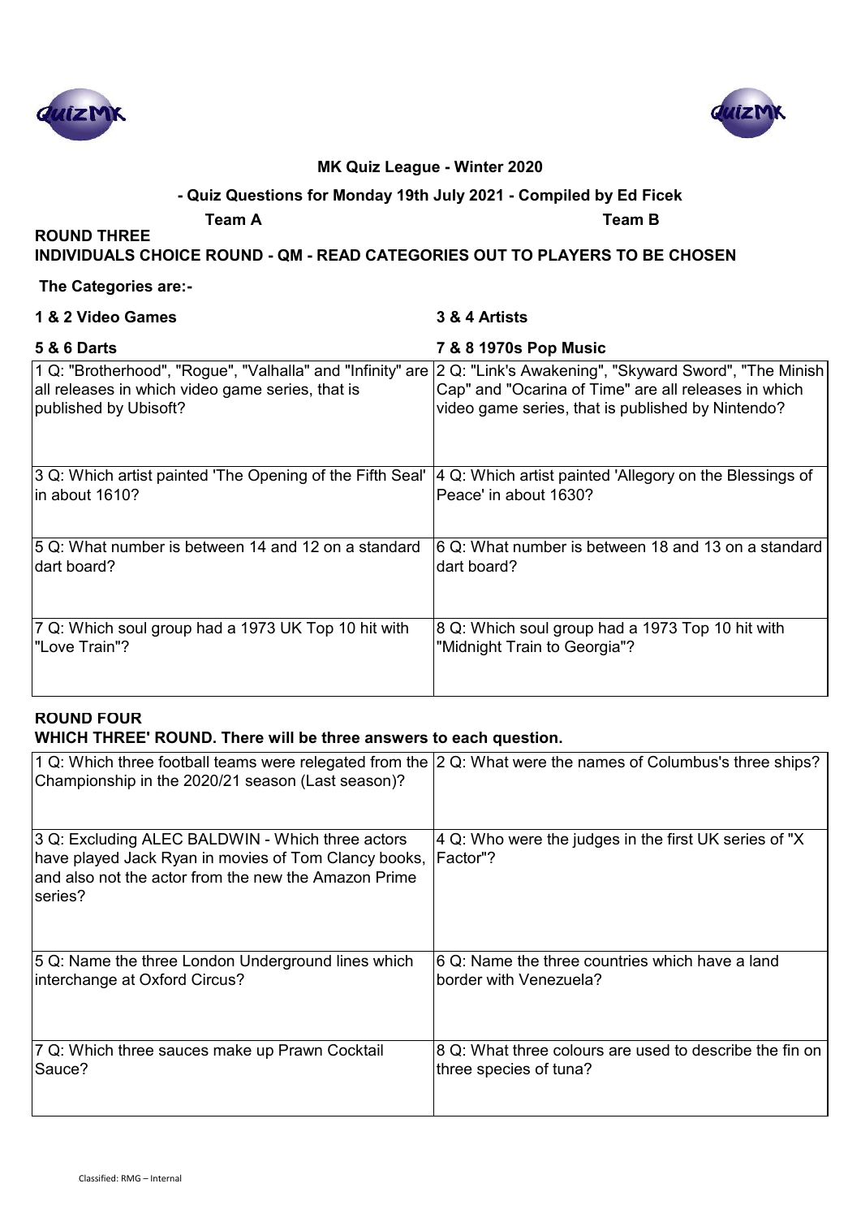**MK Quiz League - Winter 2020**

**- Quiz Questions for Monday 19th July 2021 - Compiled by Ed Ficek**

**Team A** **Team B**

**ROUND THREE**

**INDIVIDUALS CHOICE ROUND - QM - READ CATEGORIES OUT TO PLAYERS TO BE CHOSEN**

**The Categories are:-**

**1 & 2 Video Games** **3 & 4 Artists**

**5 & 6 Darts** **7 & 8 1970s Pop Music**

| Team A | Team B |
|---|---|
| 1 Q: "Brotherhood", "Rogue", "Valhalla" and "Infinity" are all releases in which video game series, that is published by Ubisoft? | 2 Q: "Link's Awakening", "Skyward Sword", "The Minish Cap" and "Ocarina of Time" are all releases in which video game series, that is published by Nintendo? |
| 3 Q: Which artist painted 'The Opening of the Fifth Seal' in about 1610? | 4 Q: Which artist painted 'Allegory on the Blessings of Peace' in about 1630? |
| 5 Q: What number is between 14 and 12 on a standard dart board? | 6 Q: What number is between 18 and 13 on a standard dart board? |
| 7 Q: Which soul group had a 1973 UK Top 10 hit with "Love Train"? | 8 Q: Which soul group had a 1973 Top 10 hit with "Midnight Train to Georgia"? |

**ROUND FOUR**

**WHICH THREE' ROUND. There will be three answers to each question.**

| Team A | Team B |
|---|---|
| 1 Q: Which three football teams were relegated from the Championship in the 2020/21 season (Last season)? | 2 Q: What were the names of Columbus's three ships? |
| 3 Q: Excluding ALEC BALDWIN - Which three actors have played Jack Ryan in movies of Tom Clancy books, and also not the actor from the new the Amazon Prime series? | 4 Q: Who were the judges in the first UK series of "X Factor"? |
| 5 Q: Name the three London Underground lines which interchange at Oxford Circus? | 6 Q: Name the three countries which have a land border with Venezuela? |
| 7 Q: Which three sauces make up Prawn Cocktail Sauce? | 8 Q: What three colours are used to describe the fin on three species of tuna? |

Classified: RMG – Internal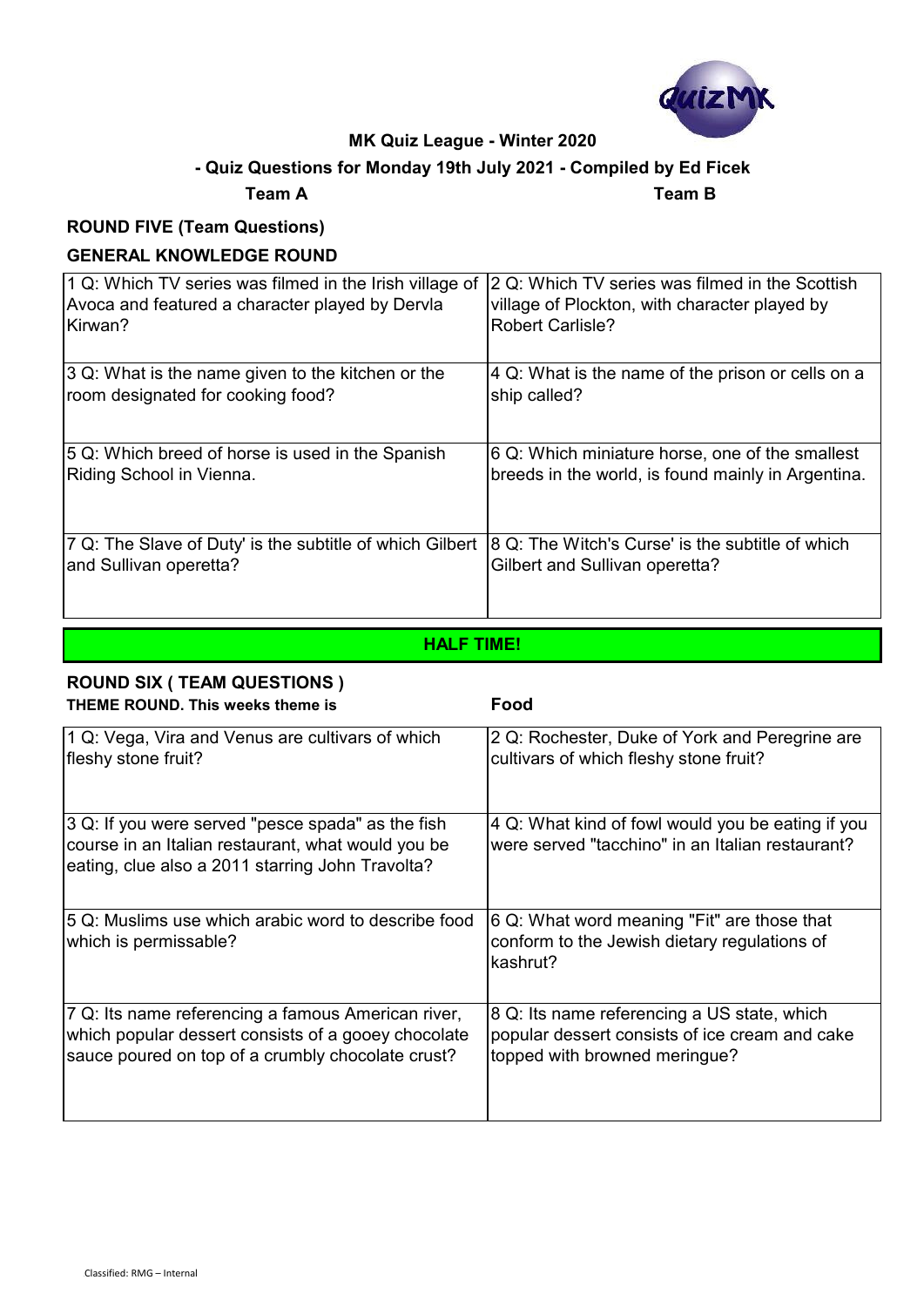**MK Quiz League - Winter 2020**

**- Quiz Questions for Monday 19th July 2021 - Compiled by Ed Ficek**

**Team A** **Team B**

## ROUND FIVE (Team Questions)

### GENERAL KNOWLEDGE ROUND

| Team A | Team B |
|---|---|
| 1 Q: Which TV series was filmed in the Irish village of Avoca and featured a character played by Dervla Kirwan? | 2 Q: Which TV series was filmed in the Scottish village of Plockton, with character played by Robert Carlisle? |
| 3 Q: What is the name given to the kitchen or the room designated for cooking food? | 4 Q: What is the name of the prison or cells on a ship called? |
| 5 Q: Which breed of horse is used in the Spanish Riding School in Vienna. | 6 Q: Which miniature horse, one of the smallest breeds in the world, is found mainly in Argentina. |
| 7 Q: The Slave of Duty' is the subtitle of which Gilbert and Sullivan operetta? | 8 Q: The Witch's Curse' is the subtitle of which Gilbert and Sullivan operetta? |

**HALF TIME!**

## ROUND SIX ( TEAM QUESTIONS )

**THEME ROUND. This weeks theme is** **Food**

| Team A | Team B |
|---|---|
| 1 Q: Vega, Vira and Venus are cultivars of which fleshy stone fruit? | 2 Q: Rochester, Duke of York and Peregrine are cultivars of which fleshy stone fruit? |
| 3 Q: If you were served "pesce spada" as the fish course in an Italian restaurant, what would you be eating, clue also a 2011 starring John Travolta? | 4 Q: What kind of fowl would you be eating if you were served "tacchino" in an Italian restaurant? |
| 5 Q: Muslims use which arabic word to describe food which is permissable? | 6 Q: What word meaning "Fit" are those that conform to the Jewish dietary regulations of kashrut? |
| 7 Q: Its name referencing a famous American river, which popular dessert consists of a gooey chocolate sauce poured on top of a crumbly chocolate crust? | 8 Q: Its name referencing a US state, which popular dessert consists of ice cream and cake topped with browned meringue? |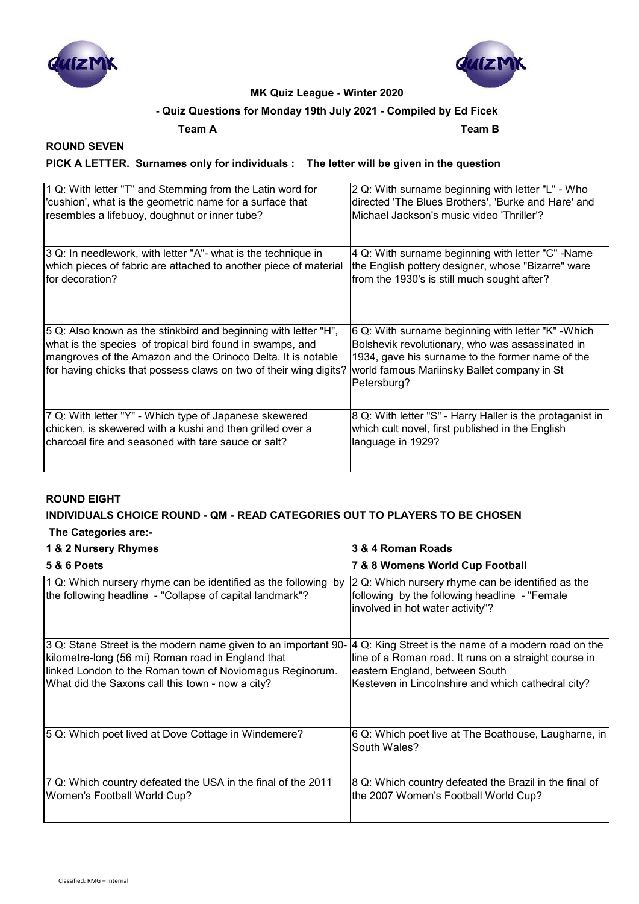**MK Quiz League - Winter 2020**

**- Quiz Questions for Monday 19th July 2021 - Compiled by Ed Ficek**

**Team A** **Team B**

## ROUND SEVEN

**PICK A LETTER. Surnames only for individuals : The letter will be given in the question**

| Team A | Team B |
|---|---|
| 1 Q: With letter "T" and Stemming from the Latin word for 'cushion', what is the geometric name for a surface that resembles a lifebuoy, doughnut or inner tube? | 2 Q: With surname beginning with letter "L" - Who directed 'The Blues Brothers', 'Burke and Hare' and Michael Jackson's music video 'Thriller'? |
| 3 Q: In needlework, with letter "A"- what is the technique in which pieces of fabric are attached to another piece of material for decoration? | 4 Q: With surname beginning with letter "C" -Name the English pottery designer, whose "Bizarre" ware from the 1930's is still much sought after? |
| 5 Q: Also known as the stinkbird and beginning with letter "H", what is the species of tropical bird found in swamps, and mangroves of the Amazon and the Orinoco Delta. It is notable for having chicks that possess claws on two of their wing digits? | 6 Q: With surname beginning with letter "K" -Which Bolshevik revolutionary, who was assassinated in 1934, gave his surname to the former name of the world famous Mariinsky Ballet company in St Petersburg? |
| 7 Q: With letter "Y" - Which type of Japanese skewered chicken, is skewered with a kushi and then grilled over a charcoal fire and seasoned with tare sauce or salt? | 8 Q: With letter "S" - Harry Haller is the protaganist in which cult novel, first published in the English language in 1929? |

## ROUND EIGHT

**INDIVIDUALS CHOICE ROUND - QM - READ CATEGORIES OUT TO PLAYERS TO BE CHOSEN**

**The Categories are:-**

**1 & 2 Nursery Rhymes**

**3 & 4 Roman Roads**

**5 & 6 Poets**

**7 & 8 Womens World Cup Football**

| Team A | Team B |
|---|---|
| 1 Q: Which nursery rhyme can be identified as the following by the following headline - "Collapse of capital landmark"? | 2 Q: Which nursery rhyme can be identified as the following by the following headline - "Female involved in hot water activity"? |
| 3 Q: Stane Street is the modern name given to an important 90-kilometre-long (56 mi) Roman road in England that linked London to the Roman town of Noviomagus Reginorum. What did the Saxons call this town - now a city? | 4 Q: King Street is the name of a modern road on the line of a Roman road. It runs on a straight course in eastern England, between South Kesteven in Lincolnshire and which cathedral city? |
| 5 Q: Which poet lived at Dove Cottage in Windemere? | 6 Q: Which poet live at The Boathouse, Laugharne, in South Wales? |
| 7 Q: Which country defeated the USA in the final of the 2011 Women's Football World Cup? | 8 Q: Which country defeated the Brazil in the final of the 2007 Women's Football World Cup? |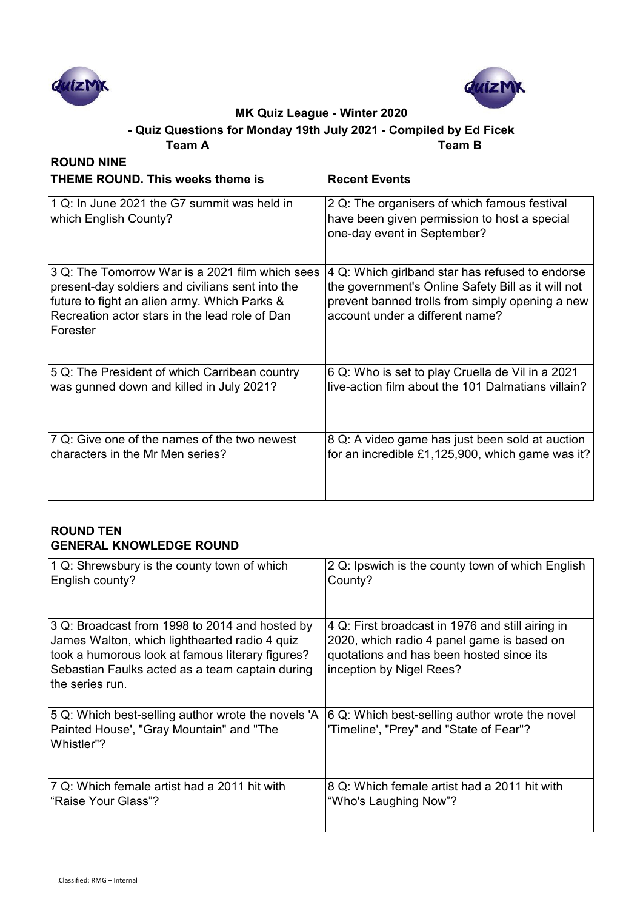**MK Quiz League - Winter 2020**

**- Quiz Questions for Monday 19th July 2021 - Compiled by Ed Ficek**

**Team A** **Team B**

## ROUND NINE

**THEME ROUND. This weeks theme is** **Recent Events**

| Team A | Team B |
|---|---|
| 1 Q: In June 2021 the G7 summit was held in which English County? | 2 Q: The organisers of which famous festival have been given permission to host a special one-day event in September? |
| 3 Q: The Tomorrow War is a 2021 film which sees present-day soldiers and civilians sent into the future to fight an alien army. Which Parks & Recreation actor stars in the lead role of Dan Forester | 4 Q: Which girlband star has refused to endorse the government's Online Safety Bill as it will not prevent banned trolls from simply opening a new account under a different name? |
| 5 Q: The President of which Carribean country was gunned down and killed in July 2021? | 6 Q: Who is set to play Cruella de Vil in a 2021 live-action film about the 101 Dalmatians villain? |
| 7 Q: Give one of the names of the two newest characters in the Mr Men series? | 8 Q: A video game has just been sold at auction for an incredible £1,125,900, which game was it? |

## ROUND TEN

**GENERAL KNOWLEDGE ROUND**

| Team A | Team B |
|---|---|
| 1 Q: Shrewsbury is the county town of which English county? | 2 Q: Ipswich is the county town of which English County? |
| 3 Q: Broadcast from 1998 to 2014 and hosted by James Walton, which lighthearted radio 4 quiz took a humorous look at famous literary figures? Sebastian Faulks acted as a team captain during the series run. | 4 Q: First broadcast in 1976 and still airing in 2020, which radio 4 panel game is based on quotations and has been hosted since its inception by Nigel Rees? |
| 5 Q: Which best-selling author wrote the novels 'A Painted House', "Gray Mountain" and "The Whistler"? | 6 Q: Which best-selling author wrote the novel 'Timeline', "Prey" and "State of Fear"? |
| 7 Q: Which female artist had a 2011 hit with "Raise Your Glass"? | 8 Q: Which female artist had a 2011 hit with "Who's Laughing Now"? |

Classified: RMG – Internal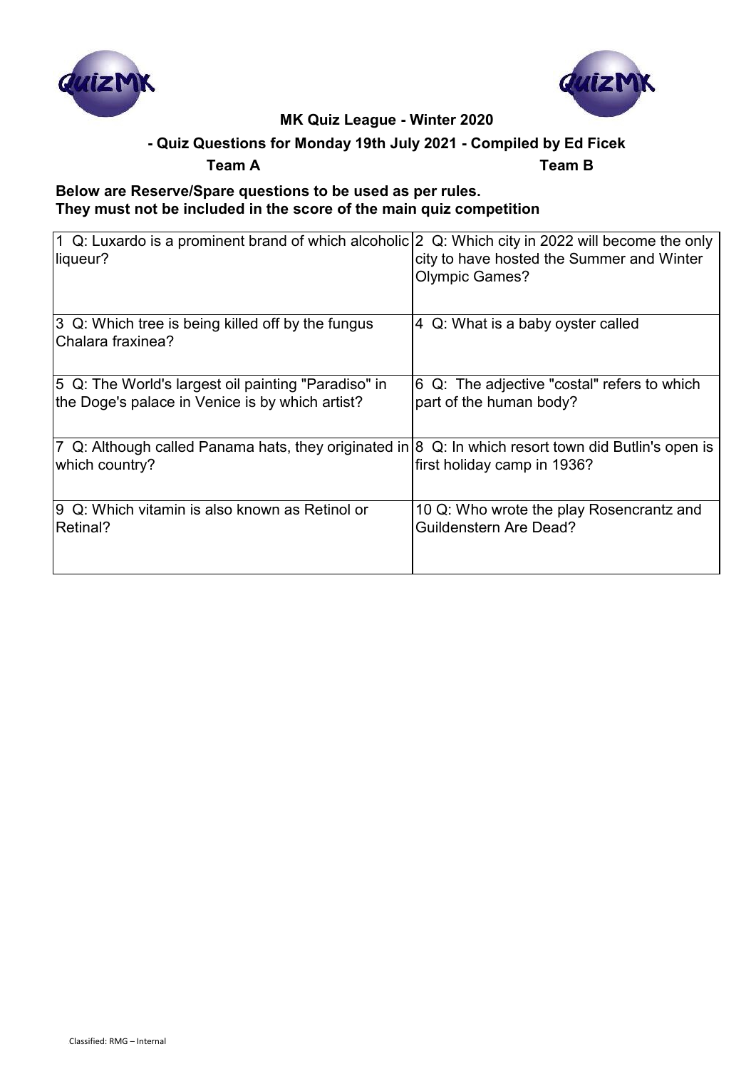**MK Quiz League - Winter 2020**

**- Quiz Questions for Monday 19th July 2021 - Compiled by Ed Ficek**

**Team A** **Team B**

**Below are Reserve/Spare questions to be used as per rules.**
**They must not be included in the score of the main quiz competition**

| | |
|---|---|
| 1 Q: Luxardo is a prominent brand of which alcoholic liqueur? | 2 Q: Which city in 2022 will become the only city to have hosted the Summer and Winter Olympic Games? |
| 3 Q: Which tree is being killed off by the fungus Chalara fraxinea? | 4 Q: What is a baby oyster called |
| 5 Q: The World's largest oil painting "Paradiso" in the Doge's palace in Venice is by which artist? | 6 Q: The adjective "costal" refers to which part of the human body? |
| 7 Q: Although called Panama hats, they originated in which country? | 8 Q: In which resort town did Butlin's open is first holiday camp in 1936? |
| 9 Q: Which vitamin is also known as Retinol or Retinal? | 10 Q: Who wrote the play Rosencrantz and Guildenstern Are Dead? |

Classified: RMG – Internal